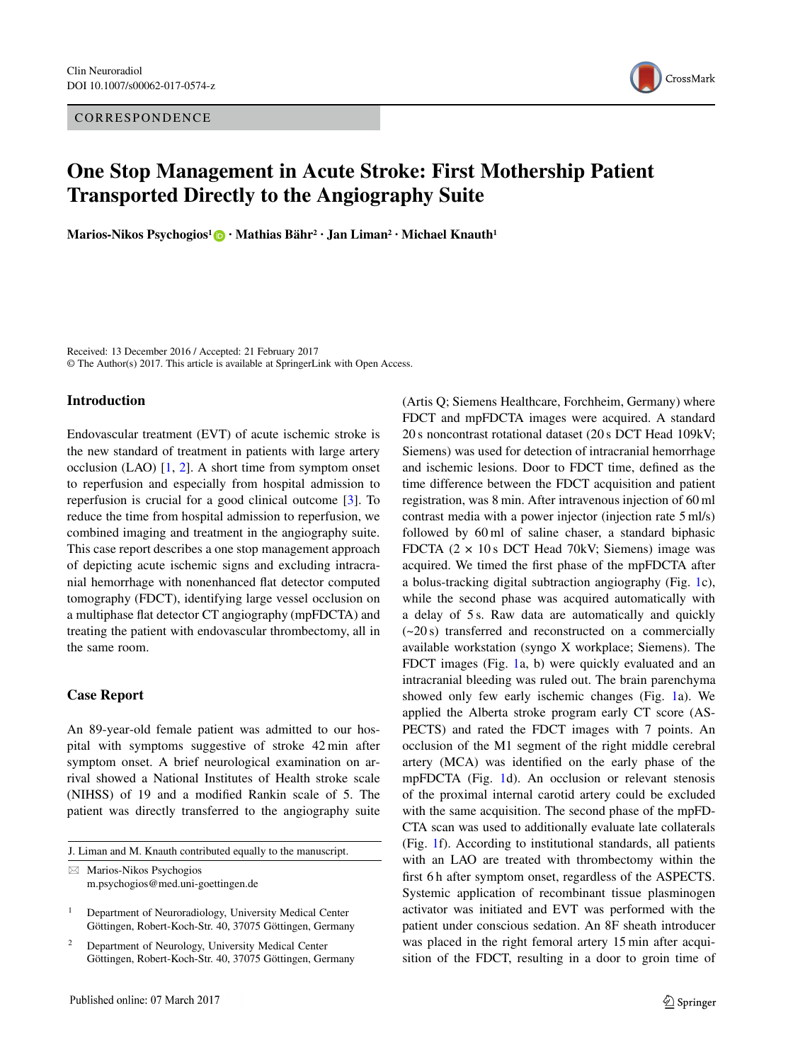CORRESPONDENCE

# One Stop Management in Acute Stroke: First Mothership Patient Transported Directly to the Angiography Suite

**Marios-Nikos Psychogios[1] · Mathias Bähr[2] · Jan Liman[2] · Michael Knauth[1]**

Received: 13 December 2016 / Accepted: 21 February 2017
© The Author(s) 2017. This article is available at SpringerLink with Open Access.

## Introduction

Endovascular treatment (EVT) of acute ischemic stroke is the new standard of treatment in patients with large artery occlusion (LAO) [1, 2]. A short time from symptom onset to reperfusion and especially from hospital admission to reperfusion is crucial for a good clinical outcome [3]. To reduce the time from hospital admission to reperfusion, we combined imaging and treatment in the angiography suite. This case report describes a one stop management approach of depicting acute ischemic signs and excluding intracranial hemorrhage with nonenhanced flat detector computed tomography (FDCT), identifying large vessel occlusion on a multiphase flat detector CT angiography (mpFDCTA) and treating the patient with endovascular thrombectomy, all in the same room.

## Case Report

An 89-year-old female patient was admitted to our hospital with symptoms suggestive of stroke 42 min after symptom onset. A brief neurological examination on arrival showed a National Institutes of Health stroke scale (NIHSS) of 19 and a modified Rankin scale of 5. The patient was directly transferred to the angiography suite (Artis Q; Siemens Healthcare, Forchheim, Germany) where FDCT and mpFDCTA images were acquired. A standard 20 s noncontrast rotational dataset (20 s DCT Head 109kV; Siemens) was used for detection of intracranial hemorrhage and ischemic lesions. Door to FDCT time, defined as the time difference between the FDCT acquisition and patient registration, was 8 min. After intravenous injection of 60 ml contrast media with a power injector (injection rate 5 ml/s) followed by 60 ml of saline chaser, a standard biphasic FDCTA ($2 \times 10$ s DCT Head 70kV; Siemens) image was acquired. We timed the first phase of the mpFDCTA after a bolus-tracking digital subtraction angiography (Fig. 1c), while the second phase was acquired automatically with a delay of 5 s. Raw data are automatically and quickly (~20 s) transferred and reconstructed on a commercially available workstation (syngo X workplace; Siemens). The FDCT images (Fig. 1a, b) were quickly evaluated and an intracranial bleeding was ruled out. The brain parenchyma showed only few early ischemic changes (Fig. 1a). We applied the Alberta stroke program early CT score (ASPECTS) and rated the FDCT images with 7 points. An occlusion of the M1 segment of the right middle cerebral artery (MCA) was identified on the early phase of the mpFDCTA (Fig. 1d). An occlusion or relevant stenosis of the proximal internal carotid artery could be excluded with the same acquisition. The second phase of the mpFDCTA scan was used to additionally evaluate late collaterals (Fig. 1f). According to institutional standards, all patients with an LAO are treated with thrombectomy within the first 6 h after symptom onset, regardless of the ASPECTS. Systemic application of recombinant tissue plasminogen activator was initiated and EVT was performed with the patient under conscious sedation. An 8F sheath introducer was placed in the right femoral artery 15 min after acquisition of the FDCT, resulting in a door to groin time of

J. Liman and M. Knauth contributed equally to the manuscript.

✉ Marios-Nikos Psychogios
m.psychogios@med.uni-goettingen.de

[1] Department of Neuroradiology, University Medical Center Göttingen, Robert-Koch-Str. 40, 37075 Göttingen, Germany

[2] Department of Neurology, University Medical Center Göttingen, Robert-Koch-Str. 40, 37075 Göttingen, Germany

Published online: 07 March 2017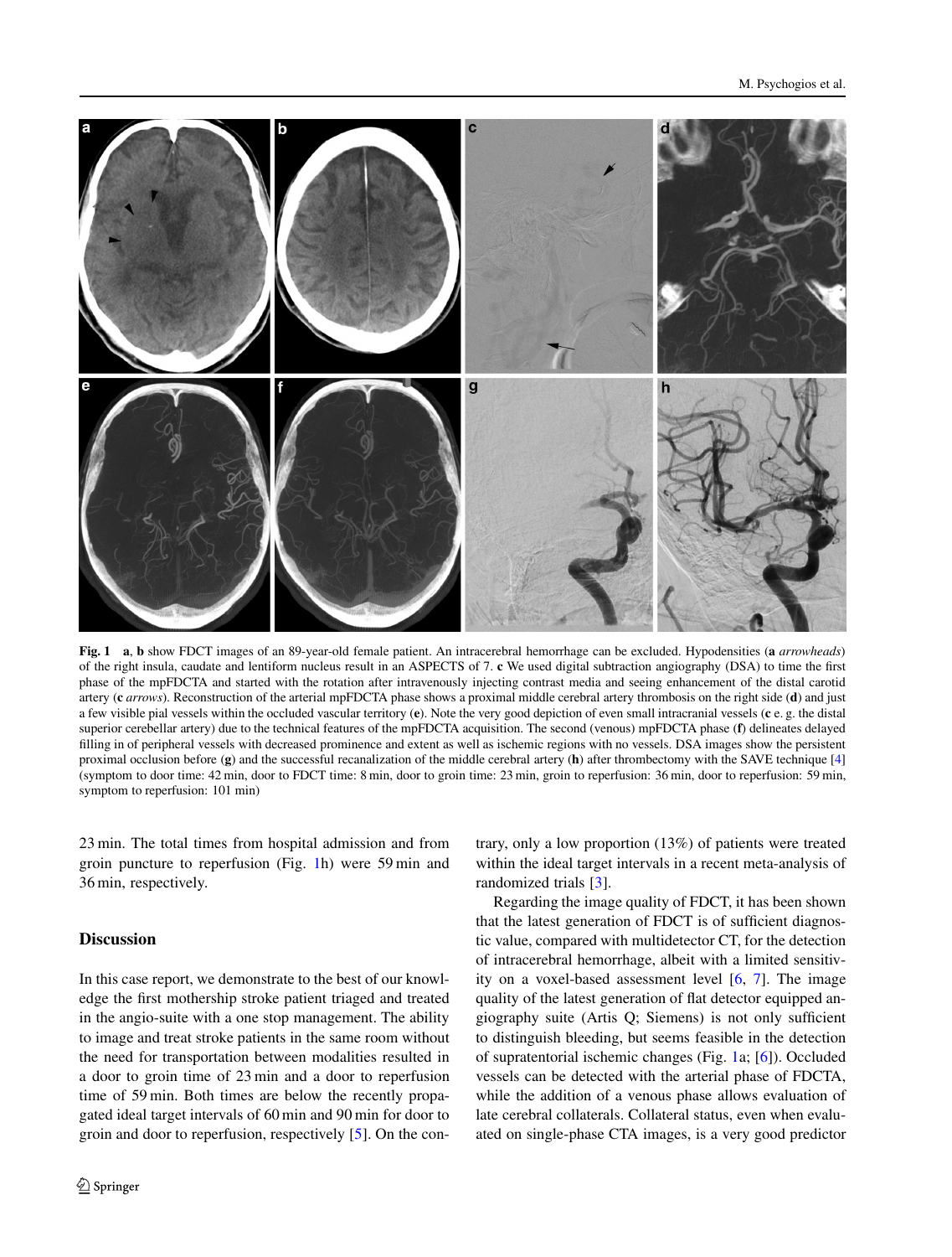**Fig. 1** **a**, **b** show FDCT images of an 89-year-old female patient. An intracerebral hemorrhage can be excluded. Hypodensities (**a** *arrowheads*) of the right insula, caudate and lentiform nucleus result in an ASPECTS of 7. **c** We used digital subtraction angiography (DSA) to time the first phase of the mpFDCTA and started with the rotation after intravenously injecting contrast media and seeing enhancement of the distal carotid artery (**c** *arrows*). Reconstruction of the arterial mpFDCTA phase shows a proximal middle cerebral artery thrombosis on the right side (**d**) and just a few visible pial vessels within the occluded vascular territory (**e**). Note the very good depiction of even small intracranial vessels (**c** e. g. the distal superior cerebellar artery) due to the technical features of the mpFDCTA acquisition. The second (venous) mpFDCTA phase (**f**) delineates delayed filling in of peripheral vessels with decreased prominence and extent as well as ischemic regions with no vessels. DSA images show the persistent proximal occlusion before (**g**) and the successful recanalization of the middle cerebral artery (**h**) after thrombectomy with the SAVE technique [4] (symptom to door time: 42 min, door to FDCT time: 8 min, door to groin time: 23 min, groin to reperfusion: 36 min, door to reperfusion: 59 min, symptom to reperfusion: 101 min)

23 min. The total times from hospital admission and from groin puncture to reperfusion (Fig. 1h) were 59 min and 36 min, respectively.

## Discussion

In this case report, we demonstrate to the best of our knowledge the first mothership stroke patient triaged and treated in the angio-suite with a one stop management. The ability to image and treat stroke patients in the same room without the need for transportation between modalities resulted in a door to groin time of 23 min and a door to reperfusion time of 59 min. Both times are below the recently propagated ideal target intervals of 60 min and 90 min for door to groin and door to reperfusion, respectively [5]. On the contrary, only a low proportion (13%) of patients were treated within the ideal target intervals in a recent meta-analysis of randomized trials [3].

Regarding the image quality of FDCT, it has been shown that the latest generation of FDCT is of sufficient diagnostic value, compared with multidetector CT, for the detection of intracerebral hemorrhage, albeit with a limited sensitivity on a voxel-based assessment level [6, 7]. The image quality of the latest generation of flat detector equipped angiography suite (Artis Q; Siemens) is not only sufficient to distinguish bleeding, but seems feasible in the detection of supratentorial ischemic changes (Fig. 1a; [6]). Occluded vessels can be detected with the arterial phase of FDCTA, while the addition of a venous phase allows evaluation of late cerebral collaterals. Collateral status, even when evaluated on single-phase CTA images, is a very good predictor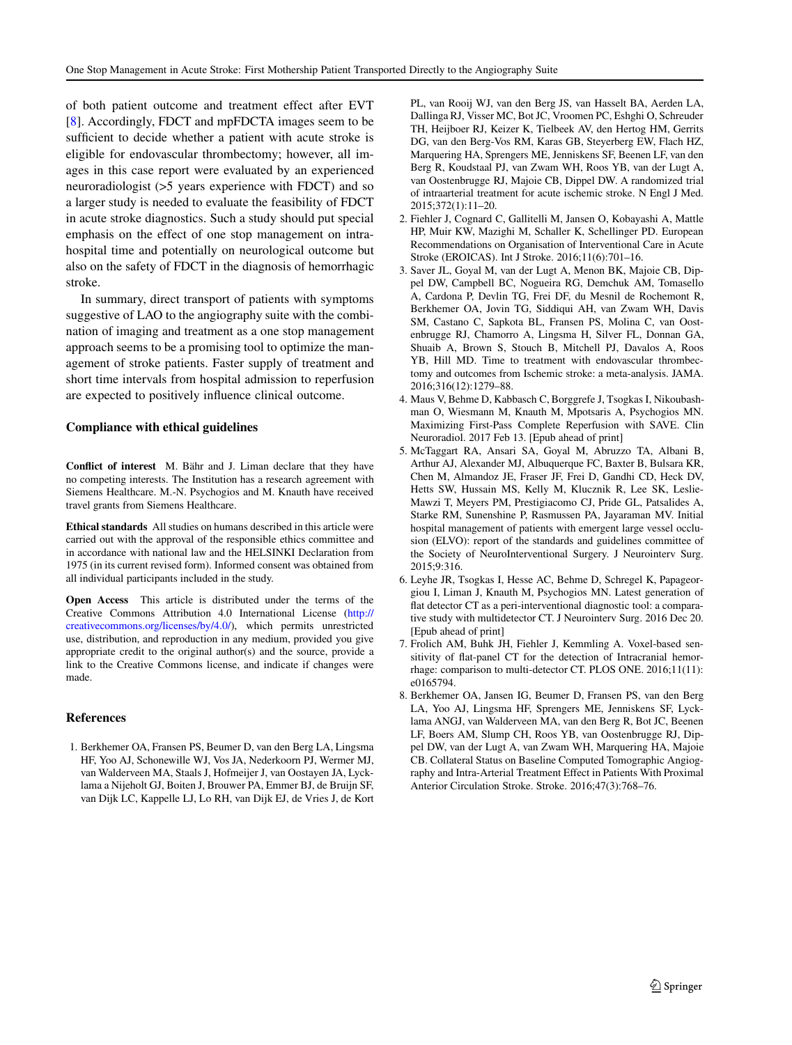of both patient outcome and treatment effect after EVT [8]. Accordingly, FDCT and mpFDCTA images seem to be sufficient to decide whether a patient with acute stroke is eligible for endovascular thrombectomy; however, all images in this case report were evaluated by an experienced neuroradiologist (>5 years experience with FDCT) and so a larger study is needed to evaluate the feasibility of FDCT in acute stroke diagnostics. Such a study should put special emphasis on the effect of one stop management on intrahospital time and potentially on neurological outcome but also on the safety of FDCT in the diagnosis of hemorrhagic stroke.

In summary, direct transport of patients with symptoms suggestive of LAO to the angiography suite with the combination of imaging and treatment as a one stop management approach seems to be a promising tool to optimize the management of stroke patients. Faster supply of treatment and short time intervals from hospital admission to reperfusion are expected to positively influence clinical outcome.

## Compliance with ethical guidelines

**Conflict of interest** M. Bähr and J. Liman declare that they have no competing interests. The Institution has a research agreement with Siemens Healthcare. M.-N. Psychogios and M. Knauth have received travel grants from Siemens Healthcare.

**Ethical standards** All studies on humans described in this article were carried out with the approval of the responsible ethics committee and in accordance with national law and the HELSINKI Declaration from 1975 (in its current revised form). Informed consent was obtained from all individual participants included in the study.

**Open Access** This article is distributed under the terms of the Creative Commons Attribution 4.0 International License (http://creativecommons.org/licenses/by/4.0/), which permits unrestricted use, distribution, and reproduction in any medium, provided you give appropriate credit to the original author(s) and the source, provide a link to the Creative Commons license, and indicate if changes were made.

## References

1. Berkhemer OA, Fransen PS, Beumer D, van den Berg LA, Lingsma HF, Yoo AJ, Schonewille WJ, Vos JA, Nederkoorn PJ, Wermer MJ, van Walderveen MA, Staals J, Hofmeijer J, van Oostayen JA, Lycklama a Nijeholt GJ, Boiten J, Brouwer PA, Emmer BJ, de Bruijn SF, van Dijk LC, Kappelle LJ, Lo RH, van Dijk EJ, de Vries J, de Kort PL, van Rooij WJ, van den Berg JS, van Hasselt BA, Aerden LA, Dallinga RJ, Visser MC, Bot JC, Vroomen PC, Eshghi O, Schreuder TH, Heijboer RJ, Keizer K, Tielbeek AV, den Hertog HM, Gerrits DG, van den Berg-Vos RM, Karas GB, Steyerberg EW, Flach HZ, Marquering HA, Sprengers ME, Jenniskens SF, Beenen LF, van den Berg R, Koudstaal PJ, van Zwam WH, Roos YB, van der Lugt A, van Oostenbrugge RJ, Majoie CB, Dippel DW. A randomized trial of intraarterial treatment for acute ischemic stroke. N Engl J Med. 2015;372(1):11–20.
2. Fiehler J, Cognard C, Gallitelli M, Jansen O, Kobayashi A, Mattle HP, Muir KW, Mazighi M, Schaller K, Schellinger PD. European Recommendations on Organisation of Interventional Care in Acute Stroke (EROICAS). Int J Stroke. 2016;11(6):701–16.
3. Saver JL, Goyal M, van der Lugt A, Menon BK, Majoie CB, Dippel DW, Campbell BC, Nogueira RG, Demchuk AM, Tomasello A, Cardona P, Devlin TG, Frei DF, du Mesnil de Rochemont R, Berkhemer OA, Jovin TG, Siddiqui AH, van Zwam WH, Davis SM, Castano C, Sapkota BL, Fransen PS, Molina C, van Oostenbrugge RJ, Chamorro A, Lingsma H, Silver FL, Donnan GA, Shuaib A, Brown S, Stouch B, Mitchell PJ, Davalos A, Roos YB, Hill MD. Time to treatment with endovascular thrombectomy and outcomes from Ischemic stroke: a meta-analysis. JAMA. 2016;316(12):1279–88.
4. Maus V, Behme D, Kabbasch C, Borggrefe J, Tsogkas I, Nikoubashman O, Wiesmann M, Knauth M, Mpotsaris A, Psychogios MN. Maximizing First-Pass Complete Reperfusion with SAVE. Clin Neuroradiol. 2017 Feb 13. [Epub ahead of print]
5. McTaggart RA, Ansari SA, Goyal M, Abruzzo TA, Albani B, Arthur AJ, Alexander MJ, Albuquerque FC, Baxter B, Bulsara KR, Chen M, Almandoz JE, Fraser JF, Frei D, Gandhi CD, Heck DV, Hetts SW, Hussain MS, Kelly M, Klucznik R, Lee SK, Leslie-Mawzi T, Meyers PM, Prestigiacomo CJ, Pride GL, Patsalides A, Starke RM, Sunenshine P, Rasmussen PA, Jayaraman MV. Initial hospital management of patients with emergent large vessel occlusion (ELVO): report of the standards and guidelines committee of the Society of NeuroInterventional Surgery. J Neurointerv Surg. 2015;9:316.
6. Leyhe JR, Tsogkas I, Hesse AC, Behme D, Schregel K, Papageorgiou I, Liman J, Knauth M, Psychogios MN. Latest generation of flat detector CT as a peri-interventional diagnostic tool: a comparative study with multidetector CT. J Neurointerv Surg. 2016 Dec 20. [Epub ahead of print]
7. Frolich AM, Buhk JH, Fiehler J, Kemmling A. Voxel-based sensitivity of flat-panel CT for the detection of Intracranial hemorrhage: comparison to multi-detector CT. PLOS ONE. 2016;11(11): e0165794.
8. Berkhemer OA, Jansen IG, Beumer D, Fransen PS, van den Berg LA, Yoo AJ, Lingsma HF, Sprengers ME, Jenniskens SF, Lycklama ANGJ, van Walderveen MA, van den Berg R, Bot JC, Beenen LF, Boers AM, Slump CH, Roos YB, van Oostenbrugge RJ, Dippel DW, van der Lugt A, van Zwam WH, Marquering HA, Majoie CB. Collateral Status on Baseline Computed Tomographic Angiography and Intra-Arterial Treatment Effect in Patients With Proximal Anterior Circulation Stroke. Stroke. 2016;47(3):768–76.